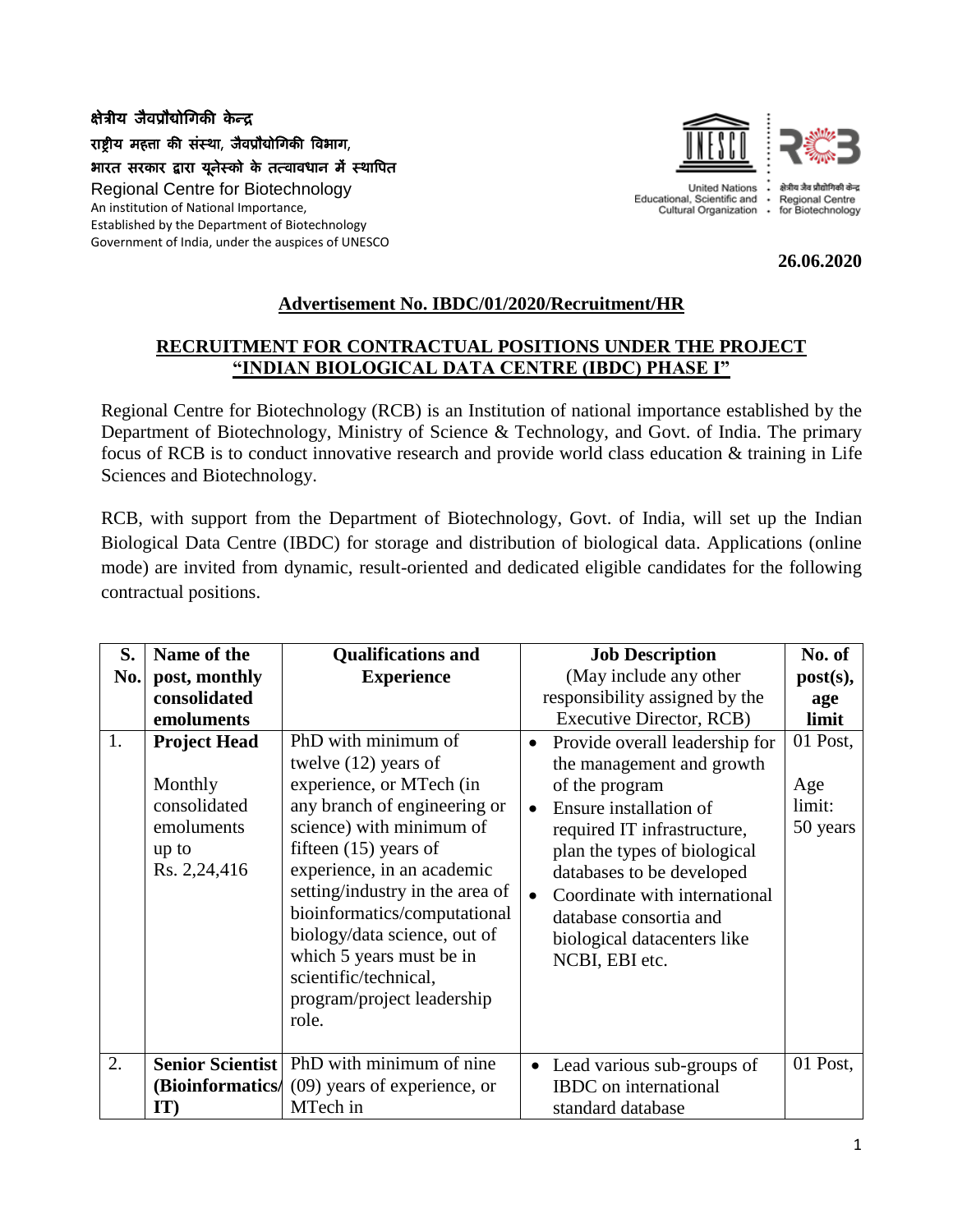क्षेत्रीय जैवप्रौद्योगिकी केन्द्र
राष्ट्रीय महत्ता की संस्था, जैवप्रौद्योगिकी विभाग,
भारत सरकार द्वारा यूनेस्को के तत्वावधान में स्थापित
Regional Centre for Biotechnology
An institution of National Importance,
Established by the Department of Biotechnology
Government of India, under the auspices of UNESCO

United Nations Educational, Scientific and Cultural Organization · क्षेत्रीय जैव प्रौद्योगिकी केन्द्र · Regional Centre for Biotechnology

**26.06.2020**

## Advertisement No. IBDC/01/2020/Recruitment/HR

## RECRUITMENT FOR CONTRACTUAL POSITIONS UNDER THE PROJECT "INDIAN BIOLOGICAL DATA CENTRE (IBDC) PHASE I"

Regional Centre for Biotechnology (RCB) is an Institution of national importance established by the Department of Biotechnology, Ministry of Science & Technology, and Govt. of India. The primary focus of RCB is to conduct innovative research and provide world class education & training in Life Sciences and Biotechnology.

RCB, with support from the Department of Biotechnology, Govt. of India, will set up the Indian Biological Data Centre (IBDC) for storage and distribution of biological data. Applications (online mode) are invited from dynamic, result-oriented and dedicated eligible candidates for the following contractual positions.

| S. No. | Name of the post, monthly consolidated emoluments | Qualifications and Experience | Job Description (May include any other responsibility assigned by the Executive Director, RCB) | No. of post(s), age limit |
|---|---|---|---|---|
| 1. | **Project Head** Monthly consolidated emoluments up to Rs. 2,24,416 | PhD with minimum of twelve (12) years of experience, or MTech (in any branch of engineering or science) with minimum of fifteen (15) years of experience, in an academic setting/industry in the area of bioinformatics/computational biology/data science, out of which 5 years must be in scientific/technical, program/project leadership role. | • Provide overall leadership for the management and growth of the program<br>• Ensure installation of required IT infrastructure, plan the types of biological databases to be developed<br>• Coordinate with international database consortia and biological datacenters like NCBI, EBI etc. | 01 Post, Age limit: 50 years |
| 2. | **Senior Scientist (Bioinformatics/IT)** | PhD with minimum of nine (09) years of experience, or MTech in | • Lead various sub-groups of IBDC on international standard database | 01 Post, |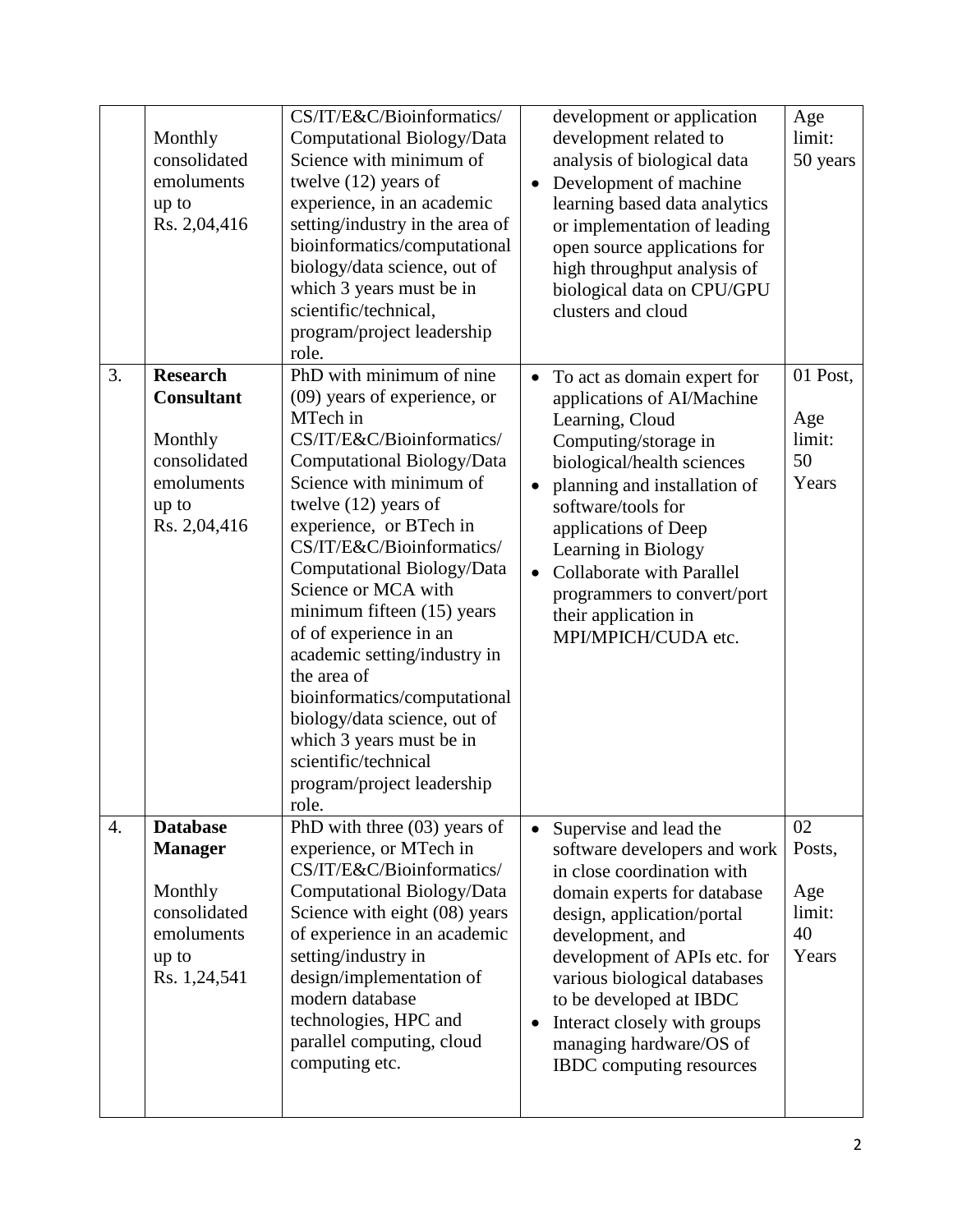| | | | | |
|---|---|---|---|---|
| | Monthly consolidated emoluments up to Rs. 2,04,416 | CS/IT/E&C/Bioinformatics/ Computational Biology/Data Science with minimum of twelve (12) years of experience, in an academic setting/industry in the area of bioinformatics/computational biology/data science, out of which 3 years must be in scientific/technical, program/project leadership role. | development or application development related to analysis of biological data<br>• Development of machine learning based data analytics or implementation of leading open source applications for high throughput analysis of biological data on CPU/GPU clusters and cloud | Age limit: 50 years |
| 3. | **Research Consultant**<br><br>Monthly consolidated emoluments up to Rs. 2,04,416 | PhD with minimum of nine (09) years of experience, or MTech in CS/IT/E&C/Bioinformatics/ Computational Biology/Data Science with minimum of twelve (12) years of experience, or BTech in CS/IT/E&C/Bioinformatics/ Computational Biology/Data Science or MCA with minimum fifteen (15) years of of experience in an academic setting/industry in the area of bioinformatics/computational biology/data science, out of which 3 years must be in scientific/technical program/project leadership role. | • To act as domain expert for applications of AI/Machine Learning, Cloud Computing/storage in biological/health sciences<br>• planning and installation of software/tools for applications of Deep Learning in Biology<br>• Collaborate with Parallel programmers to convert/port their application in MPI/MPICH/CUDA etc. | 01 Post,<br><br>Age limit: 50 Years |
| 4. | **Database Manager**<br><br>Monthly consolidated emoluments up to Rs. 1,24,541 | PhD with three (03) years of experience, or MTech in CS/IT/E&C/Bioinformatics/ Computational Biology/Data Science with eight (08) years of experience in an academic setting/industry in design/implementation of modern database technologies, HPC and parallel computing, cloud computing etc. | • Supervise and lead the software developers and work in close coordination with domain experts for database design, application/portal development, and development of APIs etc. for various biological databases to be developed at IBDC<br>• Interact closely with groups managing hardware/OS of IBDC computing resources | 02 Posts,<br><br>Age limit: 40 Years |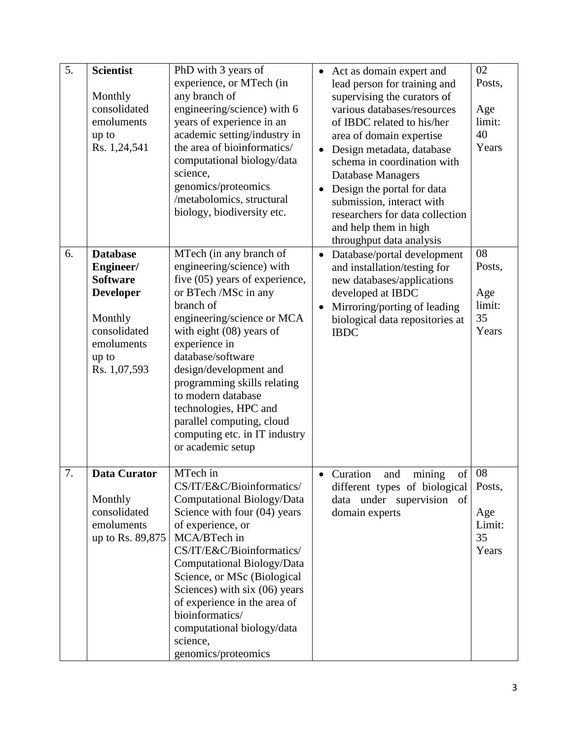| 5. | **Scientist**<br><br>Monthly consolidated emoluments up to Rs. 1,24,541 | PhD with 3 years of experience, or MTech (in any branch of engineering/science) with 6 years of experience in an academic setting/industry in the area of bioinformatics/ computational biology/data science, genomics/proteomics /metabolomics, structural biology, biodiversity etc. | • Act as domain expert and lead person for training and supervising the curators of various databases/resources of IBDC related to his/her area of domain expertise<br>• Design metadata, database schema in coordination with Database Managers<br>• Design the portal for data submission, interact with researchers for data collection and help them in high throughput data analysis | 02 Posts,<br><br>Age limit: 40 Years |
|---|---|---|---|---|
| 6. | **Database Engineer/ Software Developer**<br><br>Monthly consolidated emoluments up to Rs. 1,07,593 | MTech (in any branch of engineering/science) with five (05) years of experience, or BTech /MSc in any branch of engineering/science or MCA with eight (08) years of experience in database/software design/development and programming skills relating to modern database technologies, HPC and parallel computing, cloud computing etc. in IT industry or academic setup | • Database/portal development and installation/testing for new databases/applications developed at IBDC<br>• Mirroring/porting of leading biological data repositories at IBDC | 08 Posts,<br><br>Age limit: 35 Years |
| 7. | **Data Curator**<br><br>Monthly consolidated emoluments up to Rs. 89,875 | MTech in CS/IT/E&C/Bioinformatics/ Computational Biology/Data Science with four (04) years of experience, or MCA/BTech in CS/IT/E&C/Bioinformatics/ Computational Biology/Data Science, or MSc (Biological Sciences) with six (06) years of experience in the area of bioinformatics/ computational biology/data science, genomics/proteomics | • Curation and mining of different types of biological data under supervision of domain experts | 08 Posts,<br><br>Age Limit: 35 Years |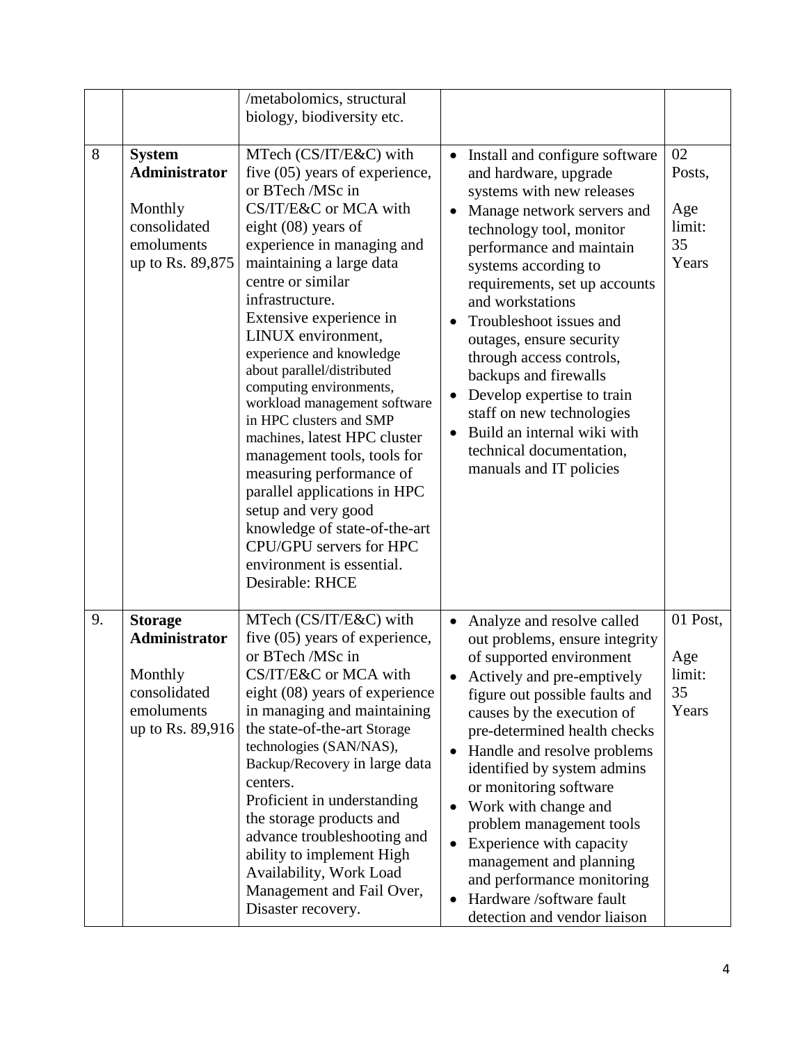| | | | | |
|---|---|---|---|---|
| | | /metabolomics, structural biology, biodiversity etc. | | |
| 8 | **System Administrator**<br><br>Monthly consolidated emoluments up to Rs. 89,875 | MTech (CS/IT/E&C) with five (05) years of experience, or BTech /MSc in CS/IT/E&C or MCA with eight (08) years of experience in managing and maintaining a large data centre or similar infrastructure.<br>Extensive experience in LINUX environment, experience and knowledge about parallel/distributed computing environments, workload management software in HPC clusters and SMP machines, latest HPC cluster management tools, tools for measuring performance of parallel applications in HPC setup and very good knowledge of state-of-the-art CPU/GPU servers for HPC environment is essential.<br>Desirable: RHCE | • Install and configure software and hardware, upgrade systems with new releases<br>• Manage network servers and technology tool, monitor performance and maintain systems according to requirements, set up accounts and workstations<br>• Troubleshoot issues and outages, ensure security through access controls, backups and firewalls<br>• Develop expertise to train staff on new technologies<br>• Build an internal wiki with technical documentation, manuals and IT policies | 02 Posts,<br><br>Age limit: 35 Years |
| 9. | **Storage Administrator**<br><br>Monthly consolidated emoluments up to Rs. 89,916 | MTech (CS/IT/E&C) with five (05) years of experience, or BTech /MSc in CS/IT/E&C or MCA with eight (08) years of experience in managing and maintaining the state-of-the-art Storage technologies (SAN/NAS), Backup/Recovery in large data centers.<br>Proficient in understanding the storage products and advance troubleshooting and ability to implement High Availability, Work Load Management and Fail Over, Disaster recovery. | • Analyze and resolve called out problems, ensure integrity of supported environment<br>• Actively and pre-emptively figure out possible faults and causes by the execution of pre-determined health checks<br>• Handle and resolve problems identified by system admins or monitoring software<br>• Work with change and problem management tools<br>• Experience with capacity management and planning and performance monitoring<br>• Hardware /software fault detection and vendor liaison | 01 Post,<br><br>Age limit: 35 Years |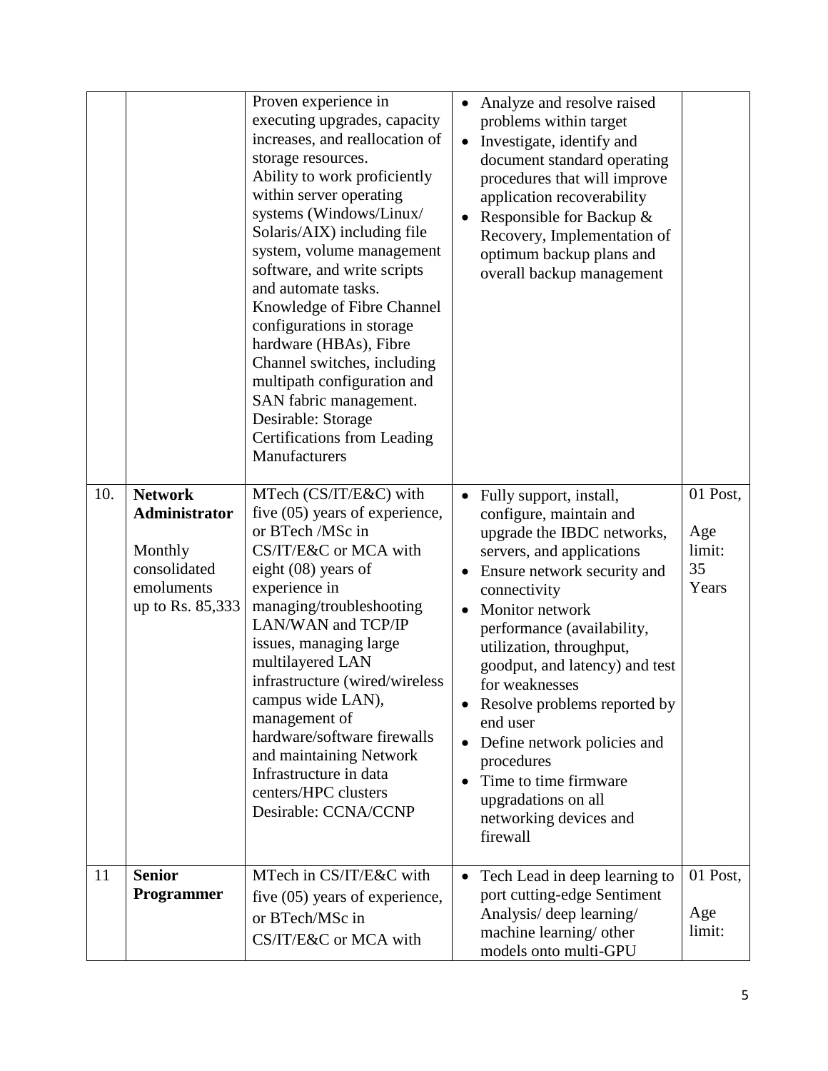| | | | | |
|---|---|---|---|---|
| | | Proven experience in executing upgrades, capacity increases, and reallocation of storage resources.<br>Ability to work proficiently within server operating systems (Windows/Linux/ Solaris/AIX) including file system, volume management software, and write scripts and automate tasks.<br>Knowledge of Fibre Channel configurations in storage hardware (HBAs), Fibre Channel switches, including multipath configuration and SAN fabric management.<br>Desirable: Storage Certifications from Leading Manufacturers | • Analyze and resolve raised problems within target<br>• Investigate, identify and document standard operating procedures that will improve application recoverability<br>• Responsible for Backup & Recovery, Implementation of optimum backup plans and overall backup management | |
| 10. | **Network Administrator**<br><br>Monthly consolidated emoluments up to Rs. 85,333 | MTech (CS/IT/E&C) with five (05) years of experience, or BTech /MSc in CS/IT/E&C or MCA with eight (08) years of experience in managing/troubleshooting LAN/WAN and TCP/IP issues, managing large multilayered LAN infrastructure (wired/wireless campus wide LAN), management of hardware/software firewalls and maintaining Network Infrastructure in data centers/HPC clusters<br>Desirable: CCNA/CCNP | • Fully support, install, configure, maintain and upgrade the IBDC networks, servers, and applications<br>• Ensure network security and connectivity<br>• Monitor network performance (availability, utilization, throughput, goodput, and latency) and test for weaknesses<br>• Resolve problems reported by end user<br>• Define network policies and procedures<br>• Time to time firmware upgradations on all networking devices and firewall | 01 Post,<br><br>Age limit: 35 Years |
| 11 | **Senior Programmer** | MTech in CS/IT/E&C with five (05) years of experience, or BTech/MSc in CS/IT/E&C or MCA with | • Tech Lead in deep learning to port cutting-edge Sentiment Analysis/ deep learning/ machine learning/ other models onto multi-GPU | 01 Post,<br><br>Age limit: |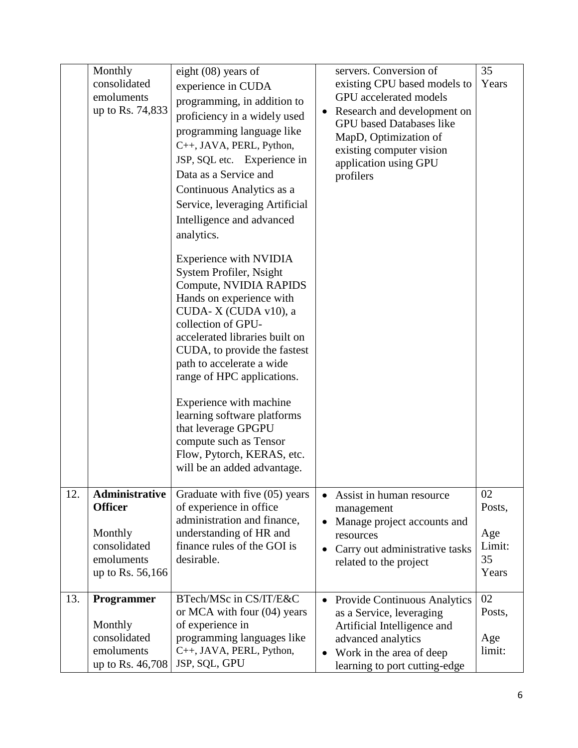| | | | | |
|---|---|---|---|---|
| | Monthly consolidated emoluments up to Rs. 74,833 | eight (08) years of experience in CUDA programming, in addition to proficiency in a widely used programming language like C++, JAVA, PERL, Python, JSP, SQL etc. Experience in Data as a Service and Continuous Analytics as a Service, leveraging Artificial Intelligence and advanced analytics.<br><br>Experience with NVIDIA System Profiler, Nsight Compute, NVIDIA RAPIDS Hands on experience with CUDA- X (CUDA v10), a collection of GPU-accelerated libraries built on CUDA, to provide the fastest path to accelerate a wide range of HPC applications.<br><br>Experience with machine learning software platforms that leverage GPGPU compute such as Tensor Flow, Pytorch, KERAS, etc. will be an added advantage. | servers. Conversion of existing CPU based models to GPU accelerated models<br>• Research and development on GPU based Databases like MapD, Optimization of existing computer vision application using GPU profilers | 35 Years |
| 12. | **Administrative Officer**<br><br>Monthly consolidated emoluments up to Rs. 56,166 | Graduate with five (05) years of experience in office administration and finance, understanding of HR and finance rules of the GOI is desirable. | • Assist in human resource management<br>• Manage project accounts and resources<br>• Carry out administrative tasks related to the project | 02 Posts,<br><br>Age Limit: 35 Years |
| 13. | **Programmer**<br><br>Monthly consolidated emoluments up to Rs. 46,708 | BTech/MSc in CS/IT/E&C or MCA with four (04) years of experience in programming languages like C++, JAVA, PERL, Python, JSP, SQL, GPU | • Provide Continuous Analytics as a Service, leveraging Artificial Intelligence and advanced analytics<br>• Work in the area of deep learning to port cutting-edge | 02 Posts,<br><br>Age limit: |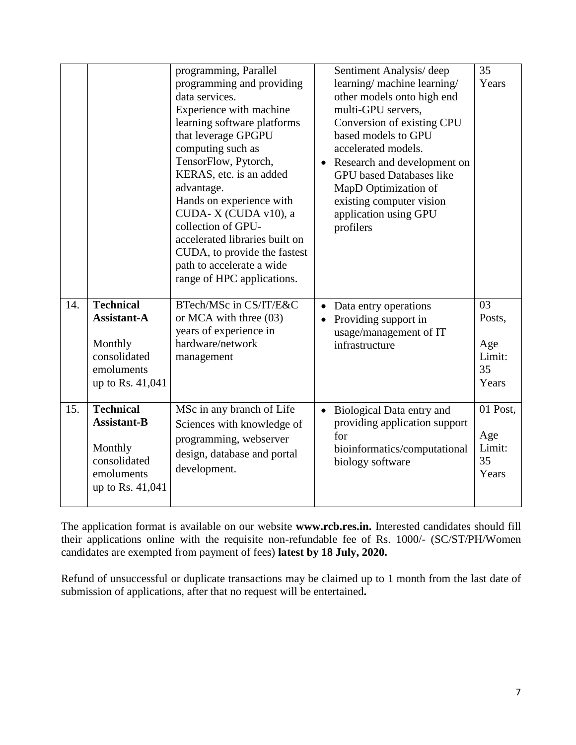| | | | | |
|---|---|---|---|---|
| | | programming, Parallel programming and providing data services.<br>Experience with machine learning software platforms that leverage GPGPU computing such as TensorFlow, Pytorch, KERAS, etc. is an added advantage.<br>Hands on experience with CUDA- X (CUDA v10), a collection of GPU-accelerated libraries built on CUDA, to provide the fastest path to accelerate a wide range of HPC applications. | Sentiment Analysis/ deep learning/ machine learning/ other models onto high end multi-GPU servers, Conversion of existing CPU based models to GPU accelerated models.<br>• Research and development on GPU based Databases like MapD Optimization of existing computer vision application using GPU profilers | 35 Years |
| 14. | **Technical Assistant-A**<br><br>Monthly consolidated emoluments up to Rs. 41,041 | BTech/MSc in CS/IT/E&C or MCA with three (03) years of experience in hardware/network management | • Data entry operations<br>• Providing support in usage/management of IT infrastructure | 03 Posts,<br><br>Age Limit: 35 Years |
| 15. | **Technical Assistant-B**<br><br>Monthly consolidated emoluments up to Rs. 41,041 | MSc in any branch of Life Sciences with knowledge of programming, webserver design, database and portal development. | • Biological Data entry and providing application support for bioinformatics/computational biology software | 01 Post,<br><br>Age Limit: 35 Years |

The application format is available on our website **www.rcb.res.in.** Interested candidates should fill their applications online with the requisite non-refundable fee of Rs. 1000/- (SC/ST/PH/Women candidates are exempted from payment of fees) **latest by 18 July, 2020.**

Refund of unsuccessful or duplicate transactions may be claimed up to 1 month from the last date of submission of applications, after that no request will be entertained**.**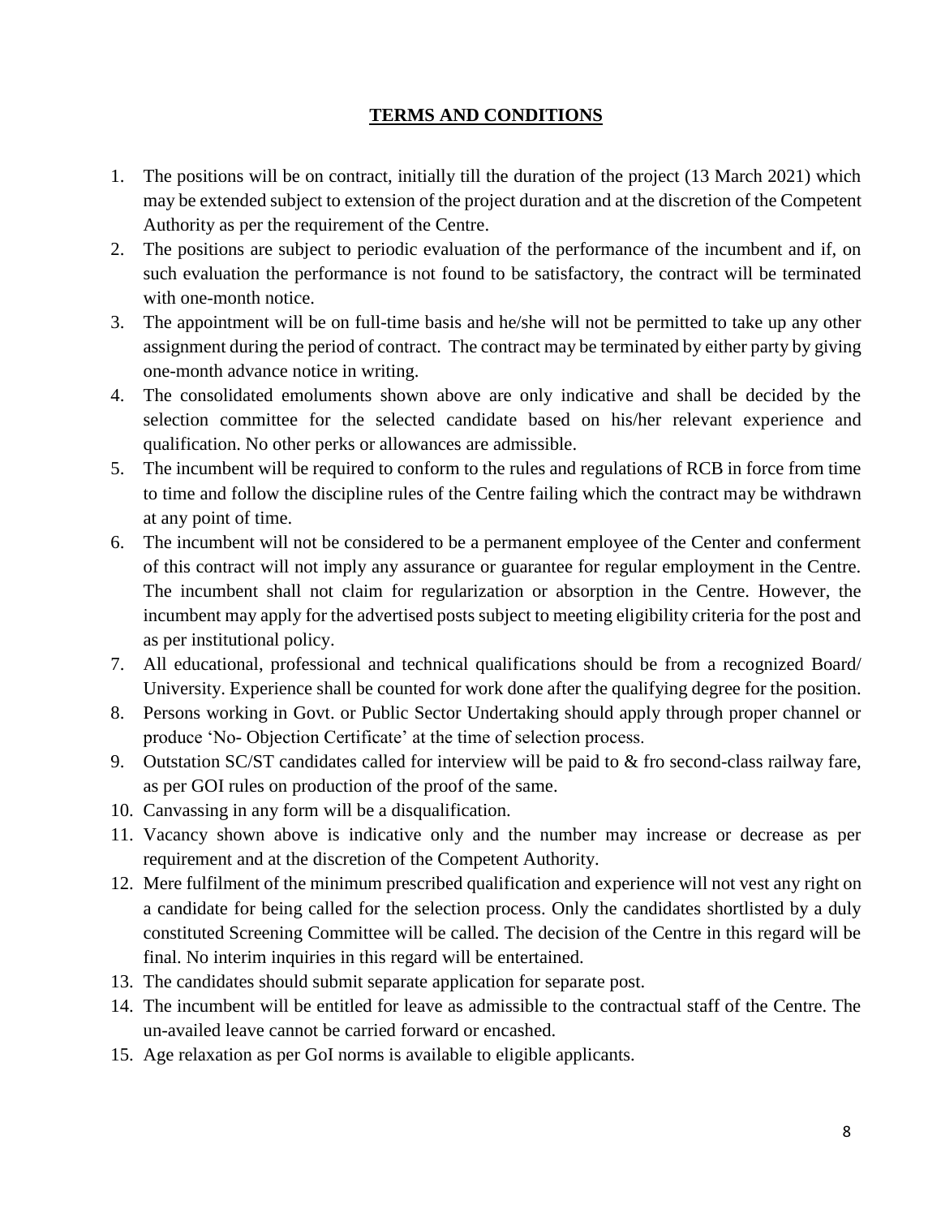## TERMS AND CONDITIONS

1. The positions will be on contract, initially till the duration of the project (13 March 2021) which may be extended subject to extension of the project duration and at the discretion of the Competent Authority as per the requirement of the Centre.
2. The positions are subject to periodic evaluation of the performance of the incumbent and if, on such evaluation the performance is not found to be satisfactory, the contract will be terminated with one-month notice.
3. The appointment will be on full-time basis and he/she will not be permitted to take up any other assignment during the period of contract. The contract may be terminated by either party by giving one-month advance notice in writing.
4. The consolidated emoluments shown above are only indicative and shall be decided by the selection committee for the selected candidate based on his/her relevant experience and qualification. No other perks or allowances are admissible.
5. The incumbent will be required to conform to the rules and regulations of RCB in force from time to time and follow the discipline rules of the Centre failing which the contract may be withdrawn at any point of time.
6. The incumbent will not be considered to be a permanent employee of the Center and conferment of this contract will not imply any assurance or guarantee for regular employment in the Centre. The incumbent shall not claim for regularization or absorption in the Centre. However, the incumbent may apply for the advertised posts subject to meeting eligibility criteria for the post and as per institutional policy.
7. All educational, professional and technical qualifications should be from a recognized Board/ University. Experience shall be counted for work done after the qualifying degree for the position.
8. Persons working in Govt. or Public Sector Undertaking should apply through proper channel or produce 'No- Objection Certificate' at the time of selection process.
9. Outstation SC/ST candidates called for interview will be paid to & fro second-class railway fare, as per GOI rules on production of the proof of the same.
10. Canvassing in any form will be a disqualification.
11. Vacancy shown above is indicative only and the number may increase or decrease as per requirement and at the discretion of the Competent Authority.
12. Mere fulfilment of the minimum prescribed qualification and experience will not vest any right on a candidate for being called for the selection process. Only the candidates shortlisted by a duly constituted Screening Committee will be called. The decision of the Centre in this regard will be final. No interim inquiries in this regard will be entertained.
13. The candidates should submit separate application for separate post.
14. The incumbent will be entitled for leave as admissible to the contractual staff of the Centre. The un-availed leave cannot be carried forward or encashed.
15. Age relaxation as per GoI norms is available to eligible applicants.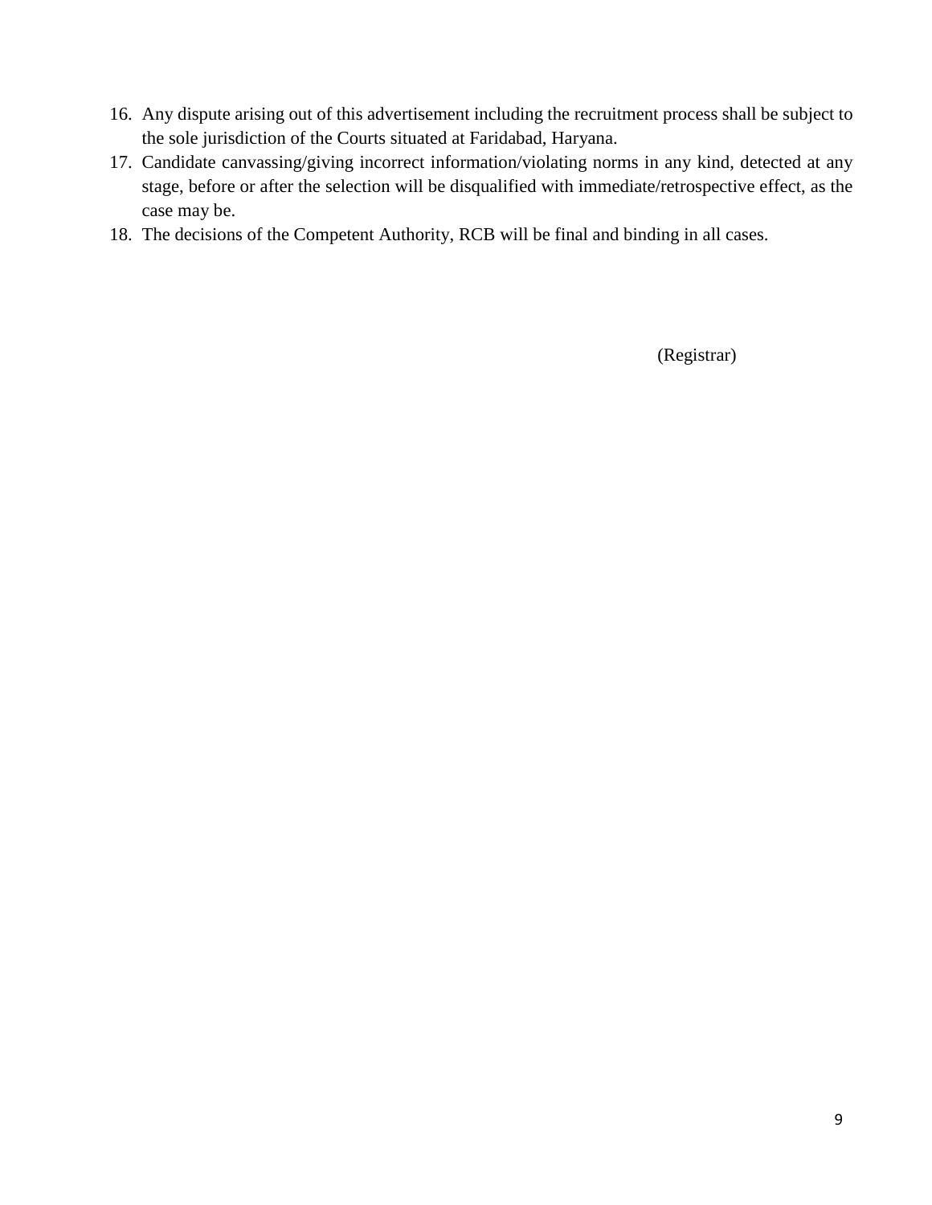16. Any dispute arising out of this advertisement including the recruitment process shall be subject to the sole jurisdiction of the Courts situated at Faridabad, Haryana.
17. Candidate canvassing/giving incorrect information/violating norms in any kind, detected at any stage, before or after the selection will be disqualified with immediate/retrospective effect, as the case may be.
18. The decisions of the Competent Authority, RCB will be final and binding in all cases.

(Registrar)